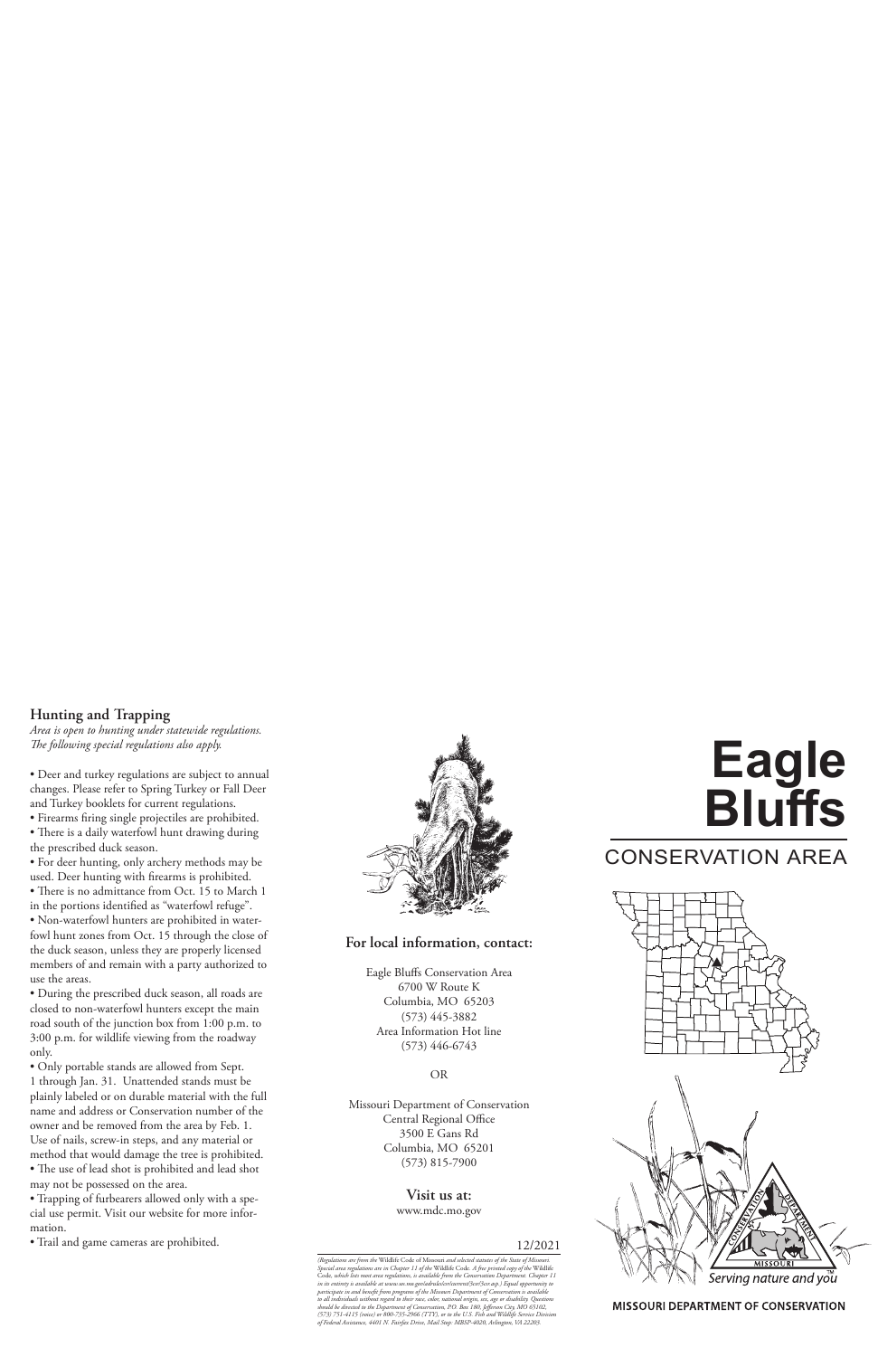## Hunting and Trapping

*Area is open to hunting under statewide regulations. The following special regulations also apply.*

- Deer and turkey regulations are subject to annual changes. Please refer to Spring Turkey or Fall Deer and Turkey booklets for current regulations.
- Firearms firing single projectiles are prohibited.
- There is a daily waterfowl hunt drawing during the prescribed duck season.
- For deer hunting, only archery methods may be used. Deer hunting with firearms is prohibited.
- There is no admittance from Oct. 15 to March 1 in the portions identified as "waterfowl refuge".
- Non-waterfowl hunters are prohibited in waterfowl hunt zones from Oct. 15 through the close of the duck season, unless they are properly licensed members of and remain with a party authorized to use the areas.
- During the prescribed duck season, all roads are closed to non-waterfowl hunters except the main road south of the junction box from 1:00 p.m. to 3:00 p.m. for wildlife viewing from the roadway only.
- Only portable stands are allowed from Sept. 1 through Jan. 31. Unattended stands must be plainly labeled or on durable material with the full name and address or Conservation number of the owner and be removed from the area by Feb. 1. Use of nails, screw-in steps, and any material or method that would damage the tree is prohibited.
- The use of lead shot is prohibited and lead shot may not be possessed on the area.
- Trapping of furbearers allowed only with a special use permit. Visit our website for more information.
- Trail and game cameras are prohibited.

**For local information, contact:**

Eagle Bluffs Conservation Area
6700 W Route K
Columbia, MO 65203
(573) 445-3882
Area Information Hot line
(573) 446-6743

OR

Missouri Department of Conservation
Central Regional Office
3500 E Gans Rd
Columbia, MO 65201
(573) 815-7900

**Visit us at:**
www.mdc.mo.gov

12/2021

*(Regulations are from the* Wildlife Code of Missouri *and selected statutes of the State of Missouri. Special area regulations are in Chapter 11 of the* Wildlife Code*. A free printed copy of the* Wildlife Code*, which lists more area regulations, is available from the Conservation Department. Chapter 11 in its entirety is available at www.sos.mo.gov/adrules/csr/current/3csr/3csr.asp.) Equal opportunity to participate in and benefit from programs of the Missouri Department of Conservation is available to all individuals without regard to their race, color, national origin, sex, age or disability. Questions should be directed to the Department of Conservation, P.O. Box 180, Jefferson City, MO 65102, (573) 751-4115 (voice) or 800-735-2966 (TTY), or to the U.S. Fish and Wildlife Service Division of Federal Assistance, 4401 N. Fairfax Drive, Mail Stop: MBSP-4020, Arlington, VA 22203.*

# Eagle Bluffs

## CONSERVATION AREA

CONSERVATION DEPARTMENT MISSOURI

Serving nature and you

MISSOURI DEPARTMENT OF CONSERVATION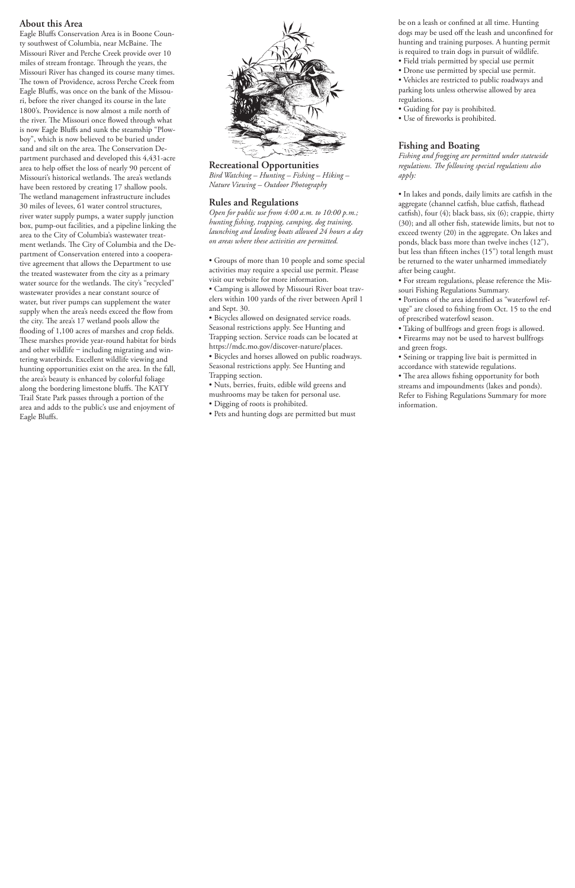## About this Area

Eagle Bluffs Conservation Area is in Boone County southwest of Columbia, near McBaine. The Missouri River and Perche Creek provide over 10 miles of stream frontage. Through the years, the Missouri River has changed its course many times. The town of Providence, across Perche Creek from Eagle Bluffs, was once on the bank of the Missouri, before the river changed its course in the late 1800's. Providence is now almost a mile north of the river. The Missouri once flowed through what is now Eagle Bluffs and sunk the steamship "Plowboy", which is now believed to be buried under sand and silt on the area. The Conservation Department purchased and developed this 4,431-acre area to help offset the loss of nearly 90 percent of Missouri's historical wetlands. The area's wetlands have been restored by creating 17 shallow pools. The wetland management infrastructure includes 30 miles of levees, 61 water control structures, river water supply pumps, a water supply junction box, pump-out facilities, and a pipeline linking the area to the City of Columbia's wastewater treatment wetlands. The City of Columbia and the Department of Conservation entered into a cooperative agreement that allows the Department to use the treated wastewater from the city as a primary water source for the wetlands. The city's "recycled" wastewater provides a near constant source of water, but river pumps can supplement the water supply when the area's needs exceed the flow from the city. The area's 17 wetland pools allow the flooding of 1,100 acres of marshes and crop fields. These marshes provide year-round habitat for birds and other wildlife – including migrating and wintering waterbirds. Excellent wildlife viewing and hunting opportunities exist on the area. In the fall, the area's beauty is enhanced by colorful foliage along the bordering limestone bluffs. The KATY Trail State Park passes through a portion of the area and adds to the public's use and enjoyment of Eagle Bluffs.

## Recreational Opportunities

*Bird Watching – Hunting – Fishing – Hiking – Nature Viewing – Outdoor Photography*

## Rules and Regulations

*Open for public use from 4:00 a.m. to 10:00 p.m.; hunting fishing, trapping, camping, dog training, launching and landing boats allowed 24 hours a day on areas where these activities are permitted.*

- Groups of more than 10 people and some special activities may require a special use permit. Please visit our website for more information.
- Camping is allowed by Missouri River boat travelers within 100 yards of the river between April 1 and Sept. 30.
- Bicycles allowed on designated service roads. Seasonal restrictions apply. See Hunting and Trapping section. Service roads can be located at https://mdc.mo.gov/discover-nature/places.
- Bicycles and horses allowed on public roadways. Seasonal restrictions apply. See Hunting and Trapping section.
- Nuts, berries, fruits, edible wild greens and mushrooms may be taken for personal use.
- Digging of roots is prohibited.
- Pets and hunting dogs are permitted but must be on a leash or confined at all time. Hunting dogs may be used off the leash and unconfined for hunting and training purposes. A hunting permit is required to train dogs in pursuit of wildlife.
- Field trials permitted by special use permit
- Drone use permitted by special use permit.
- Vehicles are restricted to public roadways and parking lots unless otherwise allowed by area regulations.
- Guiding for pay is prohibited.
- Use of fireworks is prohibited.

## Fishing and Boating

*Fishing and frogging are permitted under statewide regulations. The following special regulations also apply:*

- In lakes and ponds, daily limits are catfish in the aggregate (channel catfish, blue catfish, flathead catfish), four (4); black bass, six (6); crappie, thirty (30); and all other fish, statewide limits, but not to exceed twenty (20) in the aggregate. On lakes and ponds, black bass more than twelve inches (12"), but less than fifteen inches (15") total length must be returned to the water unharmed immediately after being caught.
- For stream regulations, please reference the Missouri Fishing Regulations Summary.
- Portions of the area identified as "waterfowl refuge" are closed to fishing from Oct. 15 to the end of prescribed waterfowl season.
- Taking of bullfrogs and green frogs is allowed.
- Firearms may not be used to harvest bullfrogs and green frogs.
- Seining or trapping live bait is permitted in accordance with statewide regulations.
- The area allows fishing opportunity for both streams and impoundments (lakes and ponds). Refer to Fishing Regulations Summary for more information.